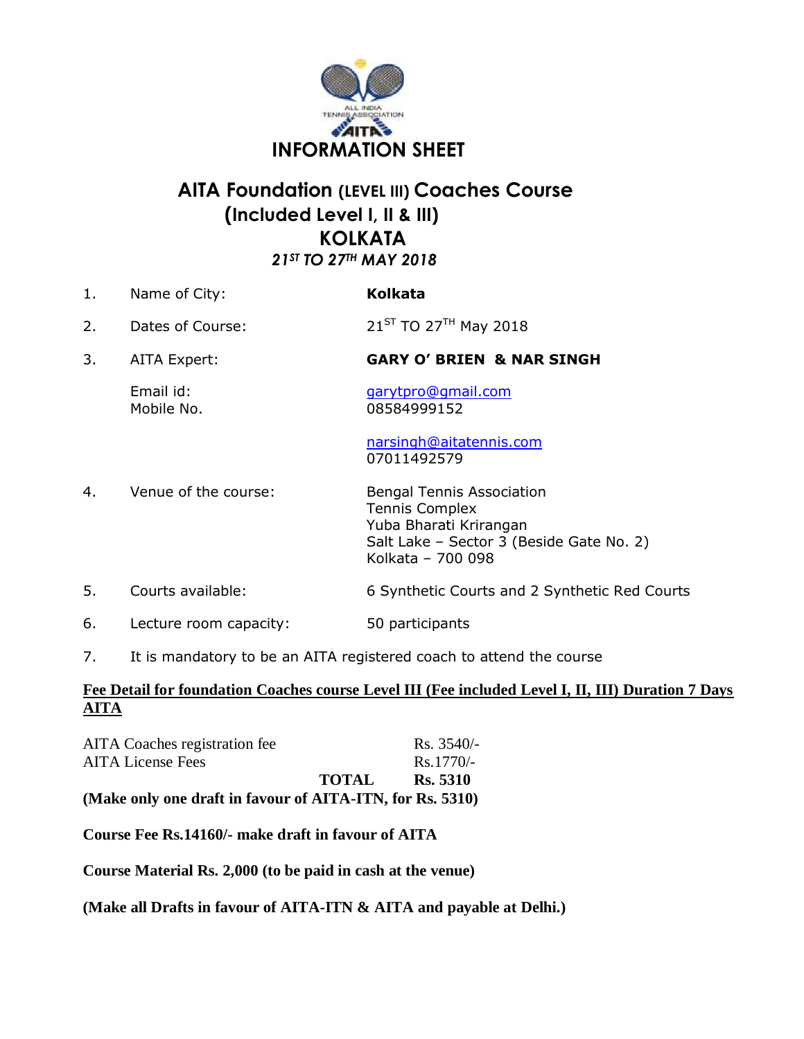# INFORMATION SHEET

## AITA Foundation (LEVEL III) Coaches Course (Included Level I, II & III) KOLKATA

***21ST TO 27TH MAY 2018***

1. Name of City: **Kolkata**
2. Dates of Course: 21ST TO 27TH May 2018
3. AITA Expert: **GARY O' BRIEN & NAR SINGH**

   Email id: garytpro@gmail.com
   Mobile No. 08584999152

   narsingh@aitatennis.com
   07011492579

4. Venue of the course: Bengal Tennis Association
   Tennis Complex
   Yuba Bharati Krirangan
   Salt Lake – Sector 3 (Beside Gate No. 2)
   Kolkata – 700 098
5. Courts available: 6 Synthetic Courts and 2 Synthetic Red Courts
6. Lecture room capacity: 50 participants
7. It is mandatory to be an AITA registered coach to attend the course

**Fee Detail for foundation Coaches course Level III (Fee included Level I, II, III) Duration 7 Days AITA**

| | |
|---|---|
| AITA Coaches registration fee | Rs. 3540/- |
| AITA License Fees | Rs.1770/- |
| **TOTAL** | **Rs. 5310** |

**(Make only one draft in favour of AITA-ITN, for Rs. 5310)**

**Course Fee Rs.14160/- make draft in favour of AITA**

**Course Material Rs. 2,000 (to be paid in cash at the venue)**

**(Make all Drafts in favour of AITA-ITN & AITA and payable at Delhi.)**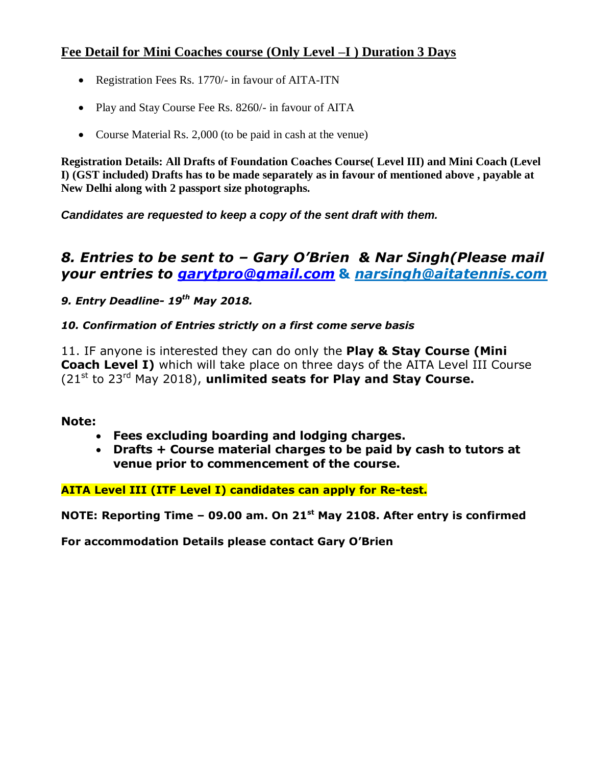## Fee Detail for Mini Coaches course (Only Level –I ) Duration 3 Days

- Registration Fees Rs. 1770/- in favour of AITA-ITN
- Play and Stay Course Fee Rs. 8260/- in favour of AITA
- Course Material Rs. 2,000 (to be paid in cash at the venue)

**Registration Details: All Drafts of Foundation Coaches Course( Level III) and Mini Coach (Level I) (GST included) Drafts has to be made separately as in favour of mentioned above , payable at New Delhi along with 2 passport size photographs.**

***Candidates are requested to keep a copy of the sent draft with them.***

## *8. Entries to be sent to – Gary O'Brien & Nar Singh(Please mail your entries to [garytpro@gmail.com](mailto:garytpro@gmail.com) & [narsingh@aitatennis.com](mailto:narsingh@aitatennis.com)*

***9. Entry Deadline- 19th May 2018.***

***10. Confirmation of Entries strictly on a first come serve basis***

11. IF anyone is interested they can do only the **Play & Stay Course (Mini Coach Level I)** which will take place on three days of the AITA Level III Course (21st to 23rd May 2018), **unlimited seats for Play and Stay Course.**

**Note:**

- **Fees excluding boarding and lodging charges.**
- **Drafts + Course material charges to be paid by cash to tutors at venue prior to commencement of the course.**

**AITA Level III (ITF Level I) candidates can apply for Re-test.**

**NOTE: Reporting Time – 09.00 am. On 21st May 2108. After entry is confirmed**

**For accommodation Details please contact Gary O'Brien**